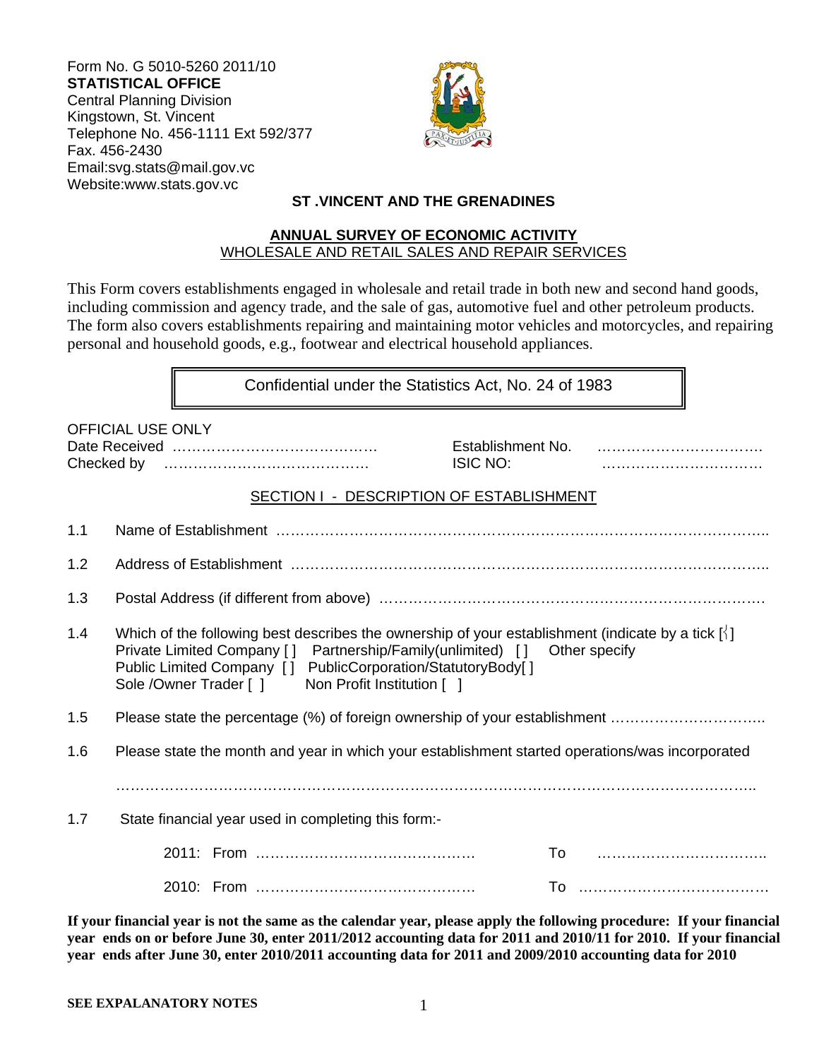Form No. G 5010-5260 2011/10
**STATISTICAL OFFICE**
Central Planning Division
Kingstown, St. Vincent
Telephone No. 456-1111 Ext 592/377
Fax. 456-2430
Email:svg.stats@mail.gov.vc
Website:www.stats.gov.vc

**ST .VINCENT AND THE GRENADINES**

**ANNUAL SURVEY OF ECONOMIC ACTIVITY**
WHOLESALE AND RETAIL SALES AND REPAIR SERVICES

This Form covers establishments engaged in wholesale and retail trade in both new and second hand goods, including commission and agency trade, and the sale of gas, automotive fuel and other petroleum products. The form also covers establishments repairing and maintaining motor vehicles and motorcycles, and repairing personal and household goods, e.g., footwear and electrical household appliances.

Confidential under the Statistics Act, No. 24 of 1983

OFFICIAL USE ONLY
Date Received ……………………………………  Establishment No. …………………………….
Checked by ……………………………………  ISIC NO: ……………………………

## SECTION I - DESCRIPTION OF ESTABLISHMENT

1.1 Name of Establishment ………………………………………………………………………………………..

1.2 Address of Establishment ……………………………………………………………………………………..

1.3 Postal Address (if different from above) ……………………………………………………………………….

1.4 Which of the following best describes the ownership of your establishment (indicate by a tick [√]
Private Limited Company [ ]  Partnership/Family(unlimited) [ ]  Other specify
Public Limited Company [ ]  PublicCorporation/StatutoryBody[ ]
Sole /Owner Trader [ ]  Non Profit Institution [ ]

1.5 Please state the percentage (%) of foreign ownership of your establishment …………………………..

1.6 Please state the month and year in which your establishment started operations/was incorporated

……………………………………………………………………………………………………………………..

1.7 State financial year used in completing this form:-

2011: From ………………………………………  To ……………………………..

2010: From ………………………………………  To …………………………………

**If your financial year is not the same as the calendar year, please apply the following procedure: If your financial year ends on or before June 30, enter 2011/2012 accounting data for 2011 and 2010/11 for 2010. If your financial year ends after June 30, enter 2010/2011 accounting data for 2011 and 2009/2010 accounting data for 2010**

**SEE EXPALANATORY NOTES**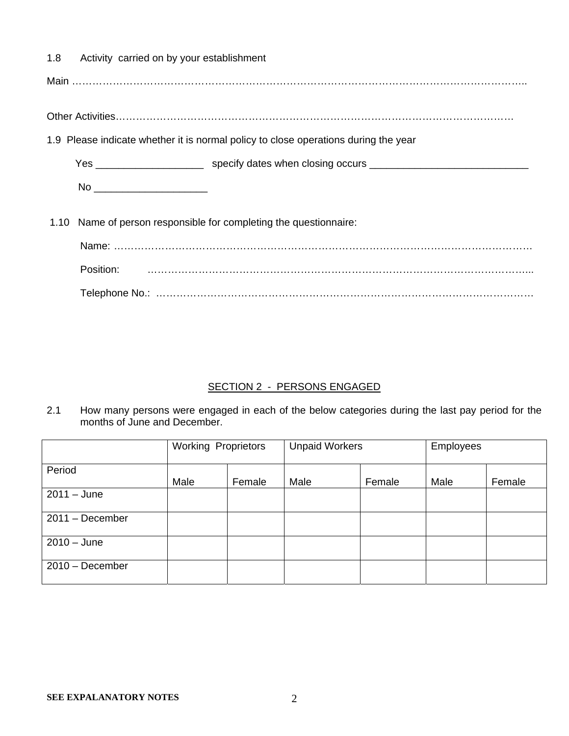1.8 Activity carried on by your establishment

Main ……………………………………………………………………………………………………………..

Other Activities……………………………………………………………………………………………….

1.9 Please indicate whether it is normal policy to close operations during the year

Yes ___________________ specify dates when closing occurs ____________________________

No ____________________

1.10 Name of person responsible for completing the questionnaire:

Name: ……………………………………………………………………………………………………

Position: …………………………………………………………………………………………..

Telephone No.: …………………………………………………………………………………………

## SECTION 2 - PERSONS ENGAGED

2.1 How many persons were engaged in each of the below categories during the last pay period for the months of June and December.

| | Working Proprietors | | Unpaid Workers | | Employees | |
|---|---|---|---|---|---|---|
| Period | Male | Female | Male | Female | Male | Female |
| 2011 – June | | | | | | |
| 2011 – December | | | | | | |
| 2010 – June | | | | | | |
| 2010 – December | | | | | | |

**SEE EXPALANATORY NOTES**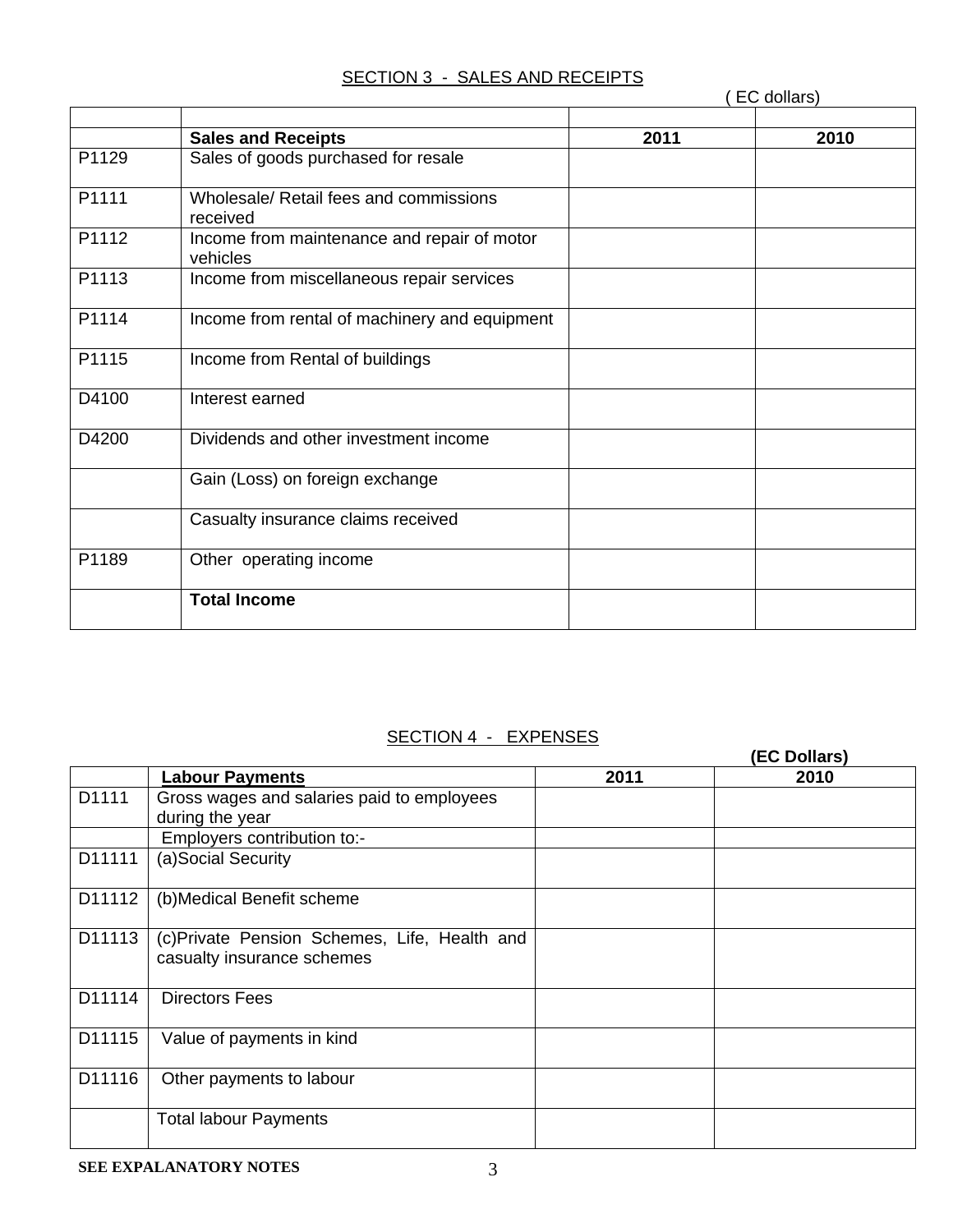## SECTION 3 - SALES AND RECEIPTS

( EC dollars)

| | | | |
|---|---|---|---|
| | **Sales and Receipts** | **2011** | **2010** |
| P1129 | Sales of goods purchased for resale | | |
| P1111 | Wholesale/ Retail fees and commissions received | | |
| P1112 | Income from maintenance and repair of motor vehicles | | |
| P1113 | Income from miscellaneous repair services | | |
| P1114 | Income from rental of machinery and equipment | | |
| P1115 | Income from Rental of buildings | | |
| D4100 | Interest earned | | |
| D4200 | Dividends and other investment income | | |
| | Gain (Loss) on foreign exchange | | |
| | Casualty insurance claims received | | |
| P1189 | Other operating income | | |
| | **Total Income** | | |

## SECTION 4 - EXPENSES

**(EC Dollars)**

| | **Labour Payments** | **2011** | **2010** |
|---|---|---|---|
| D1111 | Gross wages and salaries paid to employees during the year | | |
| | Employers contribution to:- | | |
| D11111 | (a)Social Security | | |
| D11112 | (b)Medical Benefit scheme | | |
| D11113 | (c)Private Pension Schemes, Life, Health and casualty insurance schemes | | |
| D11114 | Directors Fees | | |
| D11115 | Value of payments in kind | | |
| D11116 | Other payments to labour | | |
| | Total labour Payments | | |

**SEE EXPALANATORY NOTES**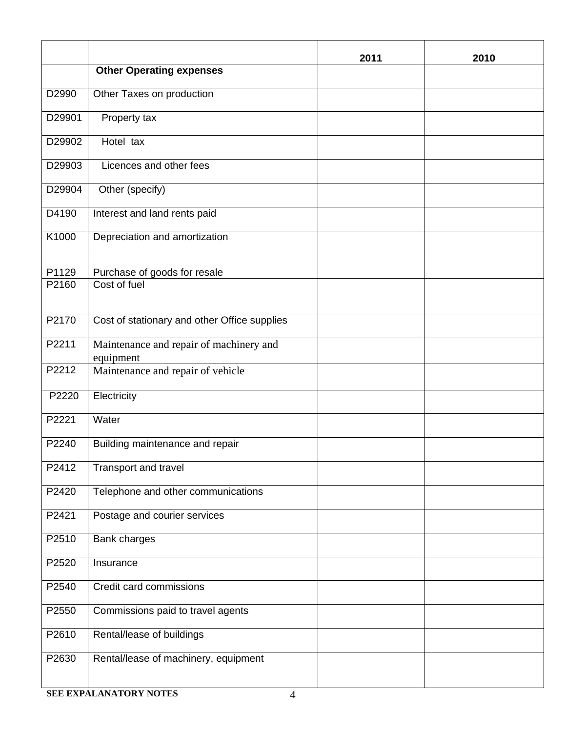| | | 2011 | 2010 |
|---|---|---|---|
| | **Other Operating expenses** | | |
| D2990 | Other Taxes on production | | |
| D29901 | Property tax | | |
| D29902 | Hotel tax | | |
| D29903 | Licences and other fees | | |
| D29904 | Other (specify) | | |
| D4190 | Interest and land rents paid | | |
| K1000 | Depreciation and amortization | | |
| P1129 | Purchase of goods for resale | | |
| P2160 | Cost of fuel | | |
| P2170 | Cost of stationary and other Office supplies | | |
| P2211 | Maintenance and repair of machinery and equipment | | |
| P2212 | Maintenance and repair of vehicle | | |
| P2220 | Electricity | | |
| P2221 | Water | | |
| P2240 | Building maintenance and repair | | |
| P2412 | Transport and travel | | |
| P2420 | Telephone and other communications | | |
| P2421 | Postage and courier services | | |
| P2510 | Bank charges | | |
| P2520 | Insurance | | |
| P2540 | Credit card commissions | | |
| P2550 | Commissions paid to travel agents | | |
| P2610 | Rental/lease of buildings | | |
| P2630 | Rental/lease of machinery, equipment | | |

**SEE EXPALANATORY NOTES**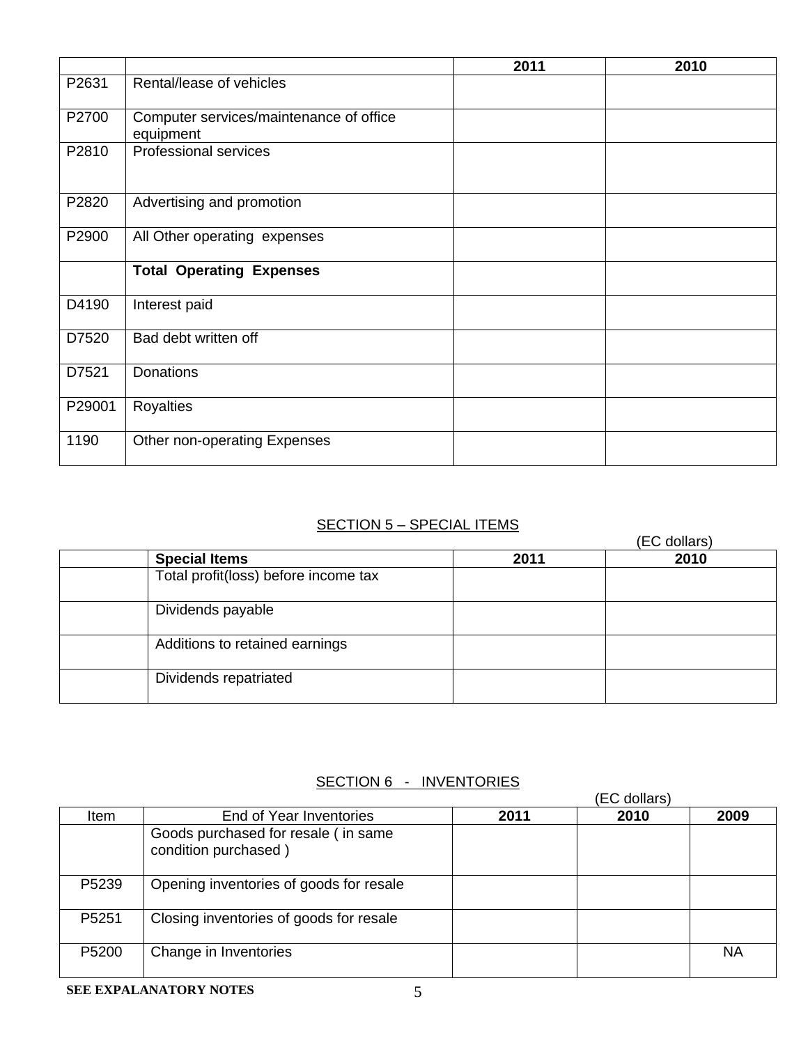| | | 2011 | 2010 |
|---|---|---|---|
| P2631 | Rental/lease of vehicles | | |
| P2700 | Computer services/maintenance of office equipment | | |
| P2810 | Professional services | | |
| P2820 | Advertising and promotion | | |
| P2900 | All Other operating expenses | | |
| | **Total Operating Expenses** | | |
| D4190 | Interest paid | | |
| D7520 | Bad debt written off | | |
| D7521 | Donations | | |
| P29001 | Royalties | | |
| 1190 | Other non-operating Expenses | | |

## SECTION 5 – SPECIAL ITEMS

(EC dollars)

| | **Special Items** | 2011 | 2010 |
|---|---|---|---|
| | Total profit(loss) before income tax | | |
| | Dividends payable | | |
| | Additions to retained earnings | | |
| | Dividends repatriated | | |

## SECTION 6 - INVENTORIES

(EC dollars)

| Item | End of Year Inventories | 2011 | 2010 | 2009 |
|---|---|---|---|---|
| | Goods purchased for resale ( in same condition purchased ) | | | |
| P5239 | Opening inventories of goods for resale | | | |
| P5251 | Closing inventories of goods for resale | | | |
| P5200 | Change in Inventories | | | NA |

**SEE EXPALANATORY NOTES**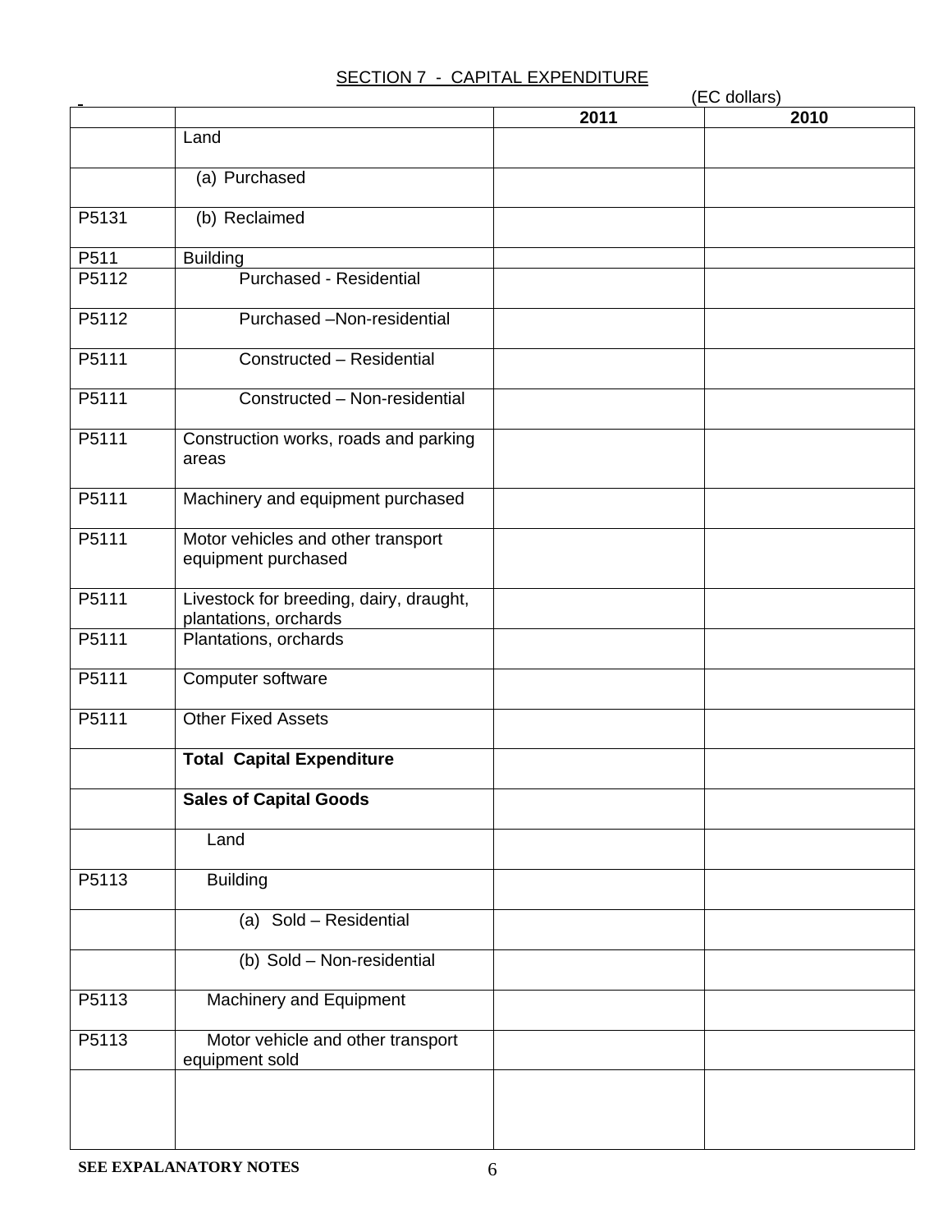## SECTION 7 - CAPITAL EXPENDITURE

(EC dollars)

| | | 2011 | 2010 |
|---|---|---|---|
| | Land | | |
| | (a) Purchased | | |
| P5131 | (b) Reclaimed | | |
| P511 | Building | | |
| P5112 | Purchased - Residential | | |
| P5112 | Purchased –Non-residential | | |
| P5111 | Constructed – Residential | | |
| P5111 | Constructed – Non-residential | | |
| P5111 | Construction works, roads and parking areas | | |
| P5111 | Machinery and equipment purchased | | |
| P5111 | Motor vehicles and other transport equipment purchased | | |
| P5111 | Livestock for breeding, dairy, draught, plantations, orchards | | |
| P5111 | Plantations, orchards | | |
| P5111 | Computer software | | |
| P5111 | Other Fixed Assets | | |
| | **Total Capital Expenditure** | | |
| | **Sales of Capital Goods** | | |
| | Land | | |
| P5113 | Building | | |
| | (a) Sold – Residential | | |
| | (b) Sold – Non-residential | | |
| P5113 | Machinery and Equipment | | |
| P5113 | Motor vehicle and other transport equipment sold | | |
| | | | |

**SEE EXPALANATORY NOTES**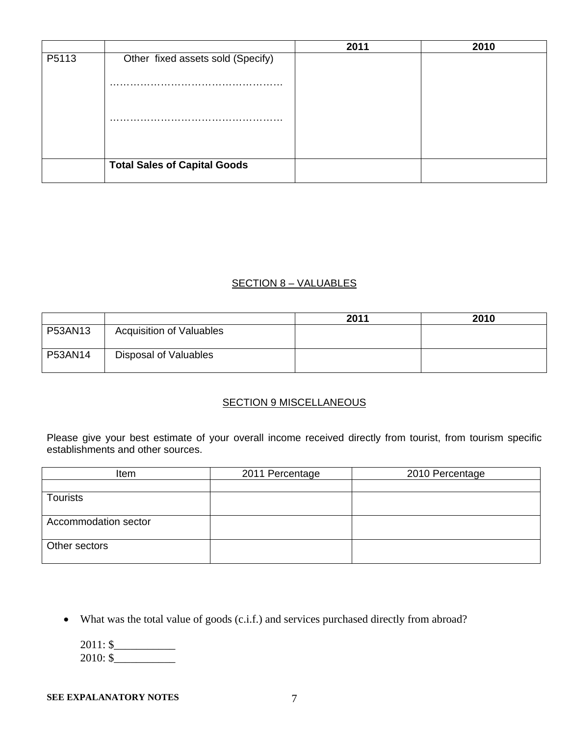| | | 2011 | 2010 |
|---|---|---|---|
| P5113 | Other fixed assets sold (Specify)<br><br>……………………………………………<br><br>…………………………………………… | | |
| | **Total Sales of Capital Goods** | | |

## SECTION 8 – VALUABLES

| | | 2011 | 2010 |
|---|---|---|---|
| P53AN13 | Acquisition of Valuables | | |
| P53AN14 | Disposal of Valuables | | |

## SECTION 9 MISCELLANEOUS

Please give your best estimate of your overall income received directly from tourist, from tourism specific establishments and other sources.

| Item | 2011 Percentage | 2010 Percentage |
|---|---|---|
| | | |
| Tourists | | |
| Accommodation sector | | |
| Other sectors | | |

- What was the total value of goods (c.i.f.) and services purchased directly from abroad?

  2011: $___________
  2010: $___________

**SEE EXPALANATORY NOTES**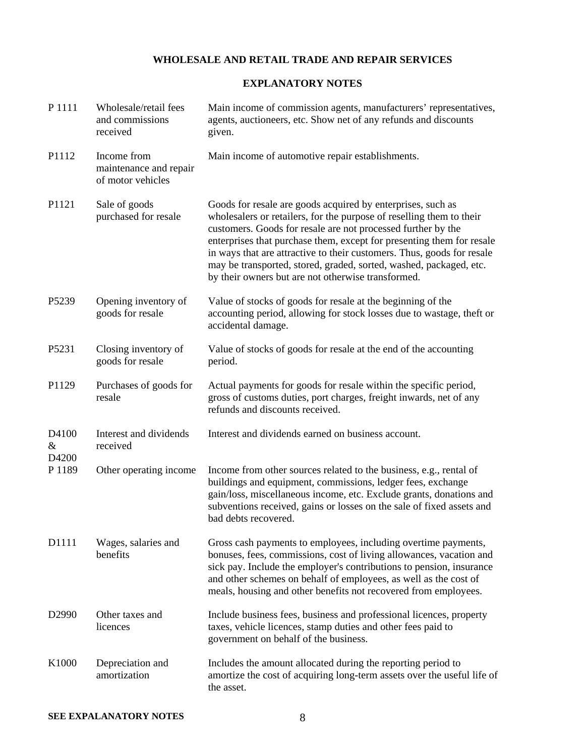# WHOLESALE AND RETAIL TRADE AND REPAIR SERVICES

## EXPLANATORY NOTES

| Code | Item | Description |
|---|---|---|
| P 1111 | Wholesale/retail fees and commissions received | Main income of commission agents, manufacturers' representatives, agents, auctioneers, etc. Show net of any refunds and discounts given. |
| P1112 | Income from maintenance and repair of motor vehicles | Main income of automotive repair establishments. |
| P1121 | Sale of goods purchased for resale | Goods for resale are goods acquired by enterprises, such as wholesalers or retailers, for the purpose of reselling them to their customers. Goods for resale are not processed further by the enterprises that purchase them, except for presenting them for resale in ways that are attractive to their customers. Thus, goods for resale may be transported, stored, graded, sorted, washed, packaged, etc. by their owners but are not otherwise transformed. |
| P5239 | Opening inventory of goods for resale | Value of stocks of goods for resale at the beginning of the accounting period, allowing for stock losses due to wastage, theft or accidental damage. |
| P5231 | Closing inventory of goods for resale | Value of stocks of goods for resale at the end of the accounting period. |
| P1129 | Purchases of goods for resale | Actual payments for goods for resale within the specific period, gross of customs duties, port charges, freight inwards, net of any refunds and discounts received. |
| D4100 & D4200 | Interest and dividends received | Interest and dividends earned on business account. |
| P 1189 | Other operating income | Income from other sources related to the business, e.g., rental of buildings and equipment, commissions, ledger fees, exchange gain/loss, miscellaneous income, etc. Exclude grants, donations and subventions received, gains or losses on the sale of fixed assets and bad debts recovered. |
| D1111 | Wages, salaries and benefits | Gross cash payments to employees, including overtime payments, bonuses, fees, commissions, cost of living allowances, vacation and sick pay. Include the employer's contributions to pension, insurance and other schemes on behalf of employees, as well as the cost of meals, housing and other benefits not recovered from employees. |
| D2990 | Other taxes and licences | Include business fees, business and professional licences, property taxes, vehicle licences, stamp duties and other fees paid to government on behalf of the business. |
| K1000 | Depreciation and amortization | Includes the amount allocated during the reporting period to amortize the cost of acquiring long-term assets over the useful life of the asset. |

**SEE EXPALANATORY NOTES**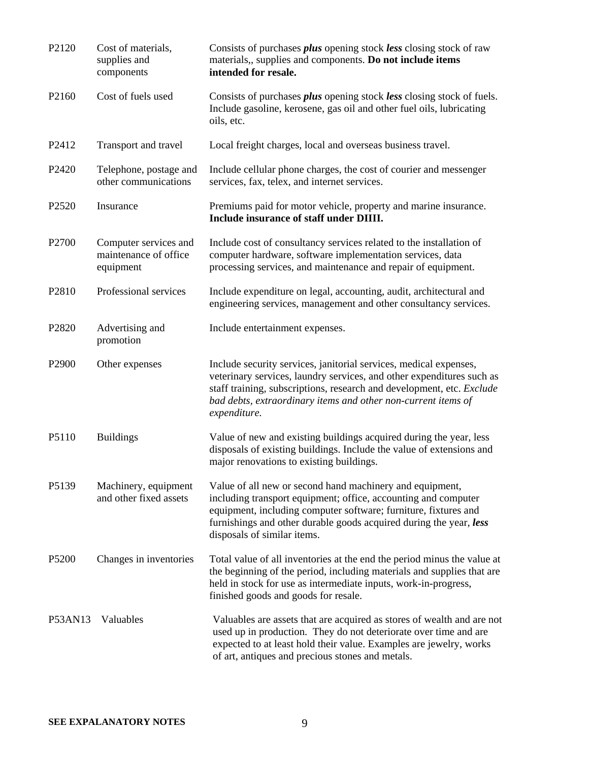| | | |
|---|---|---|
| P2120 | Cost of materials, supplies and components | Consists of purchases ***plus*** opening stock ***less*** closing stock of raw materials,, supplies and components. **Do not include items intended for resale.** |
| P2160 | Cost of fuels used | Consists of purchases ***plus*** opening stock ***less*** closing stock of fuels. Include gasoline, kerosene, gas oil and other fuel oils, lubricating oils, etc. |
| P2412 | Transport and travel | Local freight charges, local and overseas business travel. |
| P2420 | Telephone, postage and other communications | Include cellular phone charges, the cost of courier and messenger services, fax, telex, and internet services. |
| P2520 | Insurance | Premiums paid for motor vehicle, property and marine insurance. **Include insurance of staff under DIIII.** |
| P2700 | Computer services and maintenance of office equipment | Include cost of consultancy services related to the installation of computer hardware, software implementation services, data processing services, and maintenance and repair of equipment. |
| P2810 | Professional services | Include expenditure on legal, accounting, audit, architectural and engineering services, management and other consultancy services. |
| P2820 | Advertising and promotion | Include entertainment expenses. |
| P2900 | Other expenses | Include security services, janitorial services, medical expenses, veterinary services, laundry services, and other expenditures such as staff training, subscriptions, research and development, etc. *Exclude bad debts, extraordinary items and other non-current items of expenditure.* |
| P5110 | Buildings | Value of new and existing buildings acquired during the year, less disposals of existing buildings. Include the value of extensions and major renovations to existing buildings. |
| P5139 | Machinery, equipment and other fixed assets | Value of all new or second hand machinery and equipment, including transport equipment; office, accounting and computer equipment, including computer software; furniture, fixtures and furnishings and other durable goods acquired during the year, ***less*** disposals of similar items. |
| P5200 | Changes in inventories | Total value of all inventories at the end the period minus the value at the beginning of the period, including materials and supplies that are held in stock for use as intermediate inputs, work-in-progress, finished goods and goods for resale. |
| P53AN13 | Valuables | Valuables are assets that are acquired as stores of wealth and are not used up in production. They do not deteriorate over time and are expected to at least hold their value. Examples are jewelry, works of art, antiques and precious stones and metals. |

**SEE EXPALANATORY NOTES**